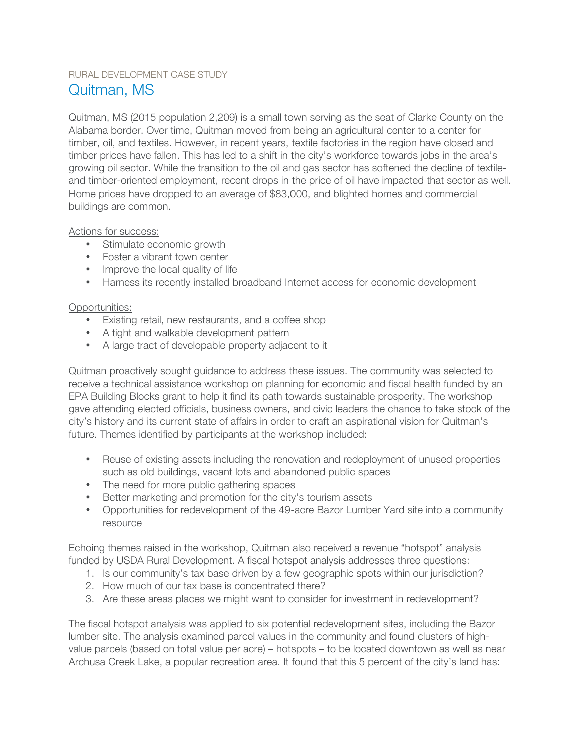RURAL DEVELOPMENT CASE STUDY

# Quitman, MS

Quitman, MS (2015 population 2,209) is a small town serving as the seat of Clarke County on the Alabama border. Over time, Quitman moved from being an agricultural center to a center for timber, oil, and textiles. However, in recent years, textile factories in the region have closed and timber prices have fallen. This has led to a shift in the city's workforce towards jobs in the area's growing oil sector. While the transition to the oil and gas sector has softened the decline of textile- and timber-oriented employment, recent drops in the price of oil have impacted that sector as well. Home prices have dropped to an average of $83,000, and blighted homes and commercial buildings are common.

Actions for success:

- Stimulate economic growth
- Foster a vibrant town center
- Improve the local quality of life
- Harness its recently installed broadband Internet access for economic development

Opportunities:

- Existing retail, new restaurants, and a coffee shop
- A tight and walkable development pattern
- A large tract of developable property adjacent to it

Quitman proactively sought guidance to address these issues. The community was selected to receive a technical assistance workshop on planning for economic and fiscal health funded by an EPA Building Blocks grant to help it find its path towards sustainable prosperity. The workshop gave attending elected officials, business owners, and civic leaders the chance to take stock of the city's history and its current state of affairs in order to craft an aspirational vision for Quitman's future. Themes identified by participants at the workshop included:

- Reuse of existing assets including the renovation and redeployment of unused properties such as old buildings, vacant lots and abandoned public spaces
- The need for more public gathering spaces
- Better marketing and promotion for the city's tourism assets
- Opportunities for redevelopment of the 49-acre Bazor Lumber Yard site into a community resource

Echoing themes raised in the workshop, Quitman also received a revenue "hotspot" analysis funded by USDA Rural Development. A fiscal hotspot analysis addresses three questions:

1. Is our community's tax base driven by a few geographic spots within our jurisdiction?
2. How much of our tax base is concentrated there?
3. Are these areas places we might want to consider for investment in redevelopment?

The fiscal hotspot analysis was applied to six potential redevelopment sites, including the Bazor lumber site. The analysis examined parcel values in the community and found clusters of high-value parcels (based on total value per acre) – hotspots – to be located downtown as well as near Archusa Creek Lake, a popular recreation area. It found that this 5 percent of the city's land has: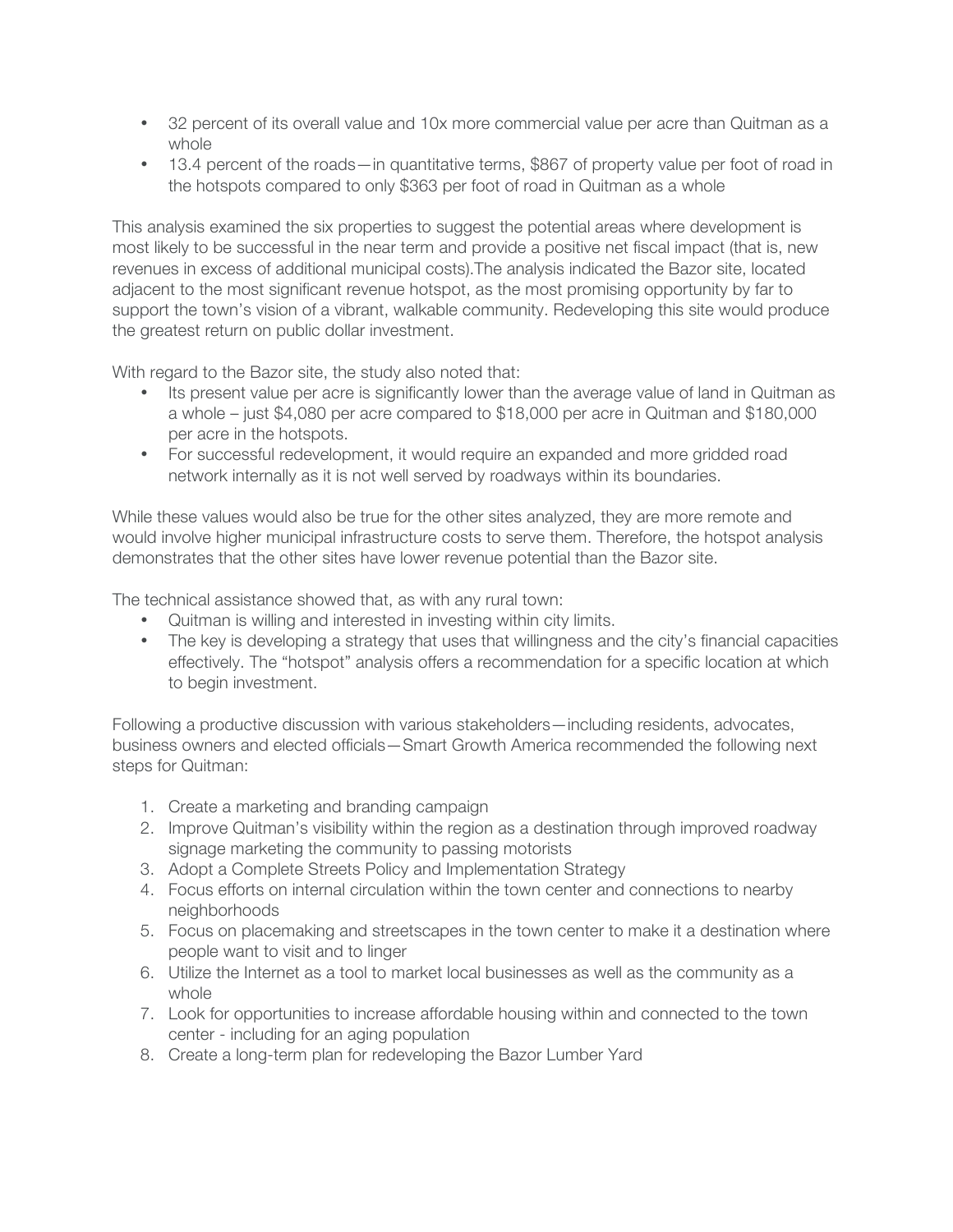- 32 percent of its overall value and 10x more commercial value per acre than Quitman as a whole
- 13.4 percent of the roads—in quantitative terms, $867 of property value per foot of road in the hotspots compared to only $363 per foot of road in Quitman as a whole

This analysis examined the six properties to suggest the potential areas where development is most likely to be successful in the near term and provide a positive net fiscal impact (that is, new revenues in excess of additional municipal costs).The analysis indicated the Bazor site, located adjacent to the most significant revenue hotspot, as the most promising opportunity by far to support the town's vision of a vibrant, walkable community. Redeveloping this site would produce the greatest return on public dollar investment.

With regard to the Bazor site, the study also noted that:

- Its present value per acre is significantly lower than the average value of land in Quitman as a whole – just $4,080 per acre compared to $18,000 per acre in Quitman and $180,000 per acre in the hotspots.
- For successful redevelopment, it would require an expanded and more gridded road network internally as it is not well served by roadways within its boundaries.

While these values would also be true for the other sites analyzed, they are more remote and would involve higher municipal infrastructure costs to serve them. Therefore, the hotspot analysis demonstrates that the other sites have lower revenue potential than the Bazor site.

The technical assistance showed that, as with any rural town:

- Quitman is willing and interested in investing within city limits.
- The key is developing a strategy that uses that willingness and the city's financial capacities effectively. The "hotspot" analysis offers a recommendation for a specific location at which to begin investment.

Following a productive discussion with various stakeholders—including residents, advocates, business owners and elected officials—Smart Growth America recommended the following next steps for Quitman:

1. Create a marketing and branding campaign
2. Improve Quitman's visibility within the region as a destination through improved roadway signage marketing the community to passing motorists
3. Adopt a Complete Streets Policy and Implementation Strategy
4. Focus efforts on internal circulation within the town center and connections to nearby neighborhoods
5. Focus on placemaking and streetscapes in the town center to make it a destination where people want to visit and to linger
6. Utilize the Internet as a tool to market local businesses as well as the community as a whole
7. Look for opportunities to increase affordable housing within and connected to the town center - including for an aging population
8. Create a long-term plan for redeveloping the Bazor Lumber Yard